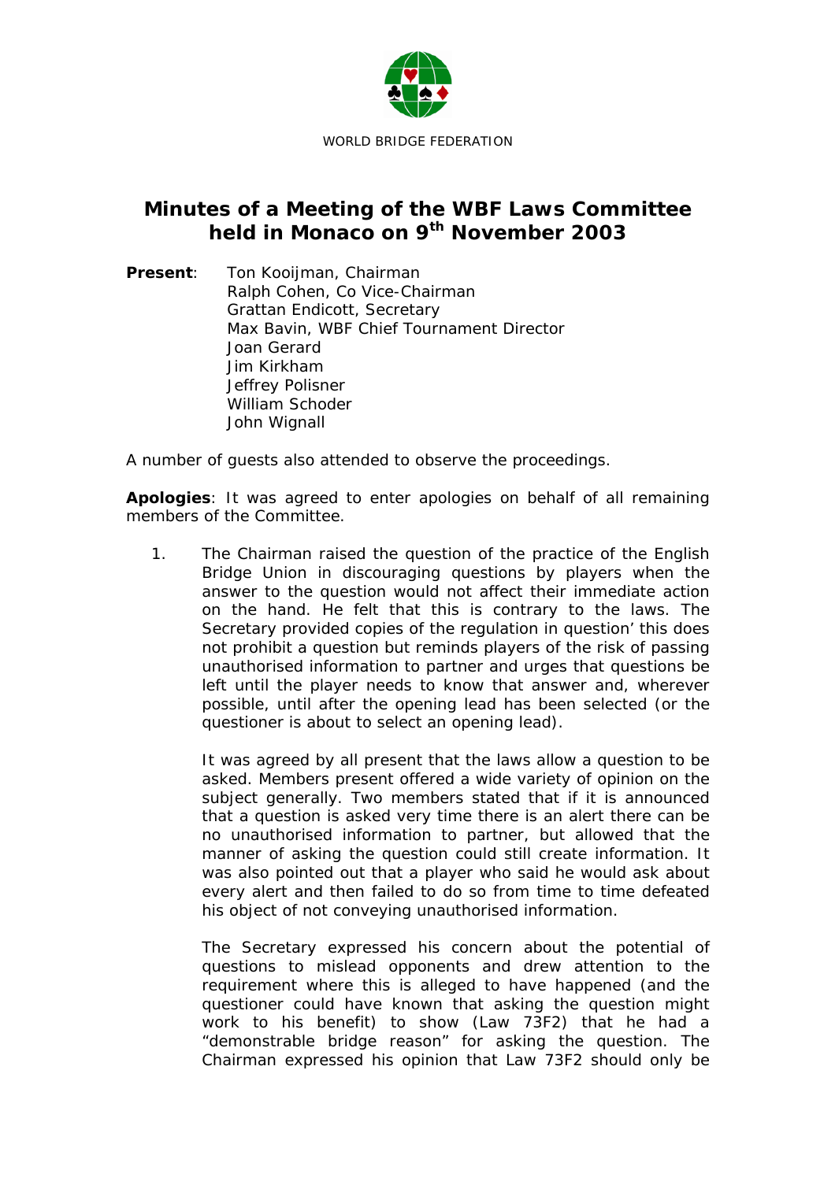WORLD BRIDGE FEDERATION

# Minutes of a Meeting of the WBF Laws Committee held in Monaco on 9th November 2003

**Present**: Ton Kooijman, Chairman
Ralph Cohen, Co Vice-Chairman
Grattan Endicott, Secretary
Max Bavin, WBF Chief Tournament Director
Joan Gerard
Jim Kirkham
Jeffrey Polisner
William Schoder
John Wignall

A number of guests also attended to observe the proceedings.

**Apologies**: It was agreed to enter apologies on behalf of all remaining members of the Committee.

1. The Chairman raised the question of the practice of the English Bridge Union in discouraging questions by players when the answer to the question would not affect their immediate action on the hand. He felt that this is contrary to the laws. The Secretary provided copies of the regulation in question' this does not prohibit a question but reminds players of the risk of passing unauthorised information to partner and urges that questions be left until the player needs to know that answer and, wherever possible, until after the opening lead has been selected (or the questioner is about to select an opening lead).

   It was agreed by all present that the laws allow a question to be asked. Members present offered a wide variety of opinion on the subject generally. Two members stated that if it is announced that a question is asked very time there is an alert there can be no unauthorised information to partner, but allowed that the manner of asking the question could still create information. It was also pointed out that a player who said he would ask about every alert and then failed to do so from time to time defeated his object of not conveying unauthorised information.

   The Secretary expressed his concern about the potential of questions to mislead opponents and drew attention to the requirement where this is alleged to have happened (and the questioner could have known that asking the question might work to his benefit) to show (Law 73F2) that he had a "demonstrable bridge reason" for asking the question. The Chairman expressed his opinion that Law 73F2 should only be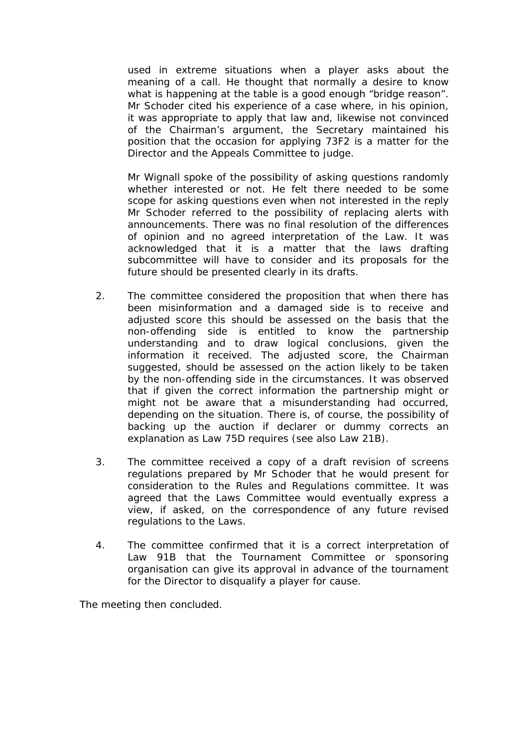used in extreme situations when a player asks about the meaning of a call. He thought that normally a desire to know what is happening at the table is a good enough "bridge reason". Mr Schoder cited his experience of a case where, in his opinion, it was appropriate to apply that law and, likewise not convinced of the Chairman's argument, the Secretary maintained his position that the occasion for applying 73F2 is a matter for the Director and the Appeals Committee to judge.

Mr Wignall spoke of the possibility of asking questions randomly whether interested or not. He felt there needed to be some scope for asking questions even when not interested in the reply Mr Schoder referred to the possibility of replacing alerts with announcements. There was no final resolution of the differences of opinion and no agreed interpretation of the Law. It was acknowledged that it is a matter that the laws drafting subcommittee will have to consider and its proposals for the future should be presented clearly in its drafts.

2. The committee considered the proposition that when there has been misinformation and a damaged side is to receive and adjusted score this should be assessed on the basis that the non-offending side is entitled to know the partnership understanding and to draw logical conclusions, given the information it received. The adjusted score, the Chairman suggested, should be assessed on the action likely to be taken by the non-offending side in the circumstances. It was observed that if given the correct information the partnership might or might not be aware that a misunderstanding had occurred, depending on the situation. There is, of course, the possibility of backing up the auction if declarer or dummy corrects an explanation as Law 75D requires (see also Law 21B).

3. The committee received a copy of a draft revision of screens regulations prepared by Mr Schoder that he would present for consideration to the Rules and Regulations committee. It was agreed that the Laws Committee would eventually express a view, if asked, on the correspondence of any future revised regulations to the Laws.

4. The committee confirmed that it is a correct interpretation of Law 91B that the Tournament Committee or sponsoring organisation can give its approval in advance of the tournament for the Director to disqualify a player for cause.

The meeting then concluded.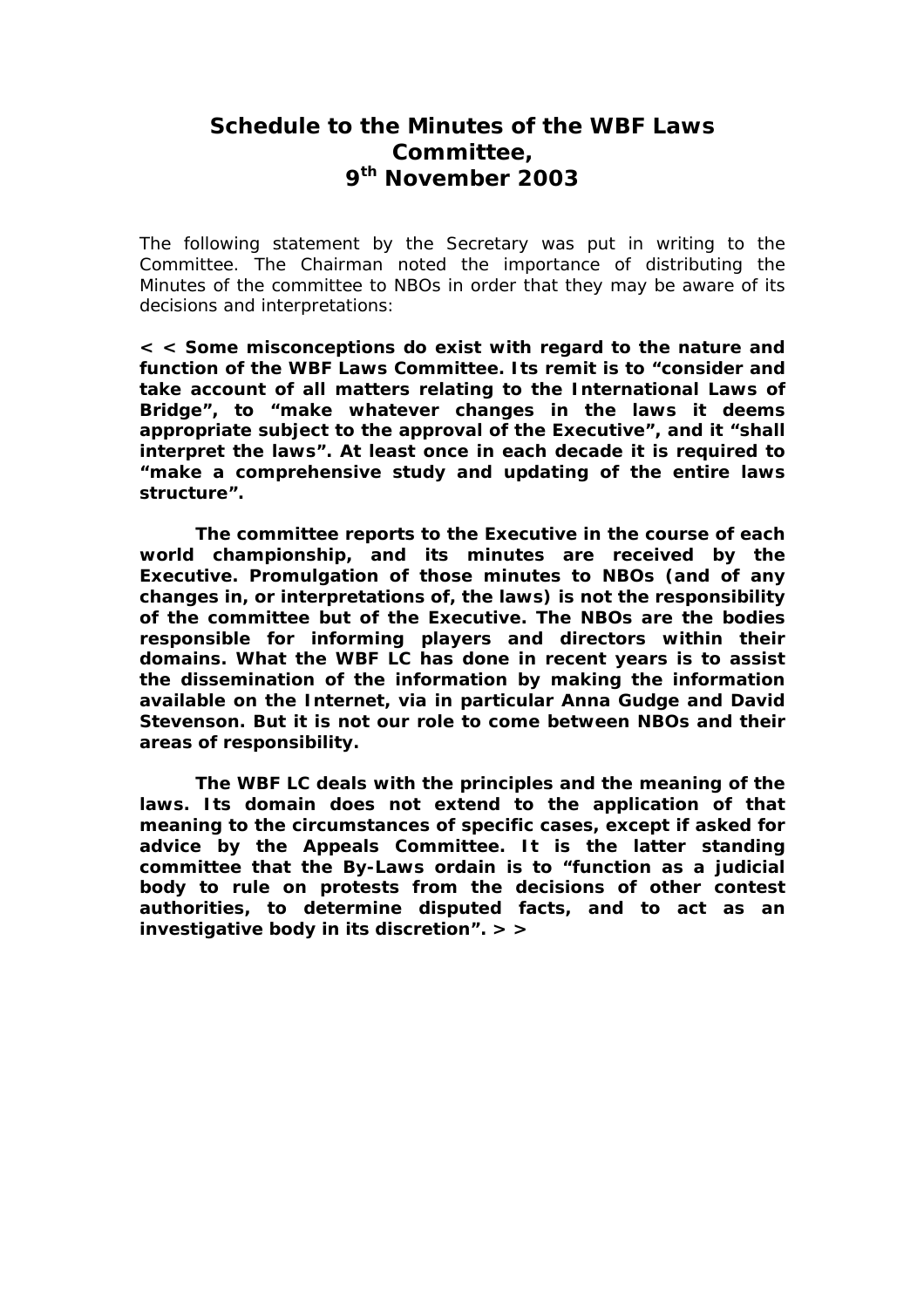# Schedule to the Minutes of the WBF Laws Committee, 9th November 2003

The following statement by the Secretary was put in writing to the Committee. The Chairman noted the importance of distributing the Minutes of the committee to NBOs in order that they may be aware of its decisions and interpretations:

**< < Some misconceptions do exist with regard to the nature and function of the WBF Laws Committee. Its remit is to "consider and take account of all matters relating to the International Laws of Bridge", to "make whatever changes in the laws it deems appropriate subject to the approval of the Executive", and it "shall interpret the laws". At least once in each decade it is required to "make a comprehensive study and updating of the entire laws structure".**

**The committee reports to the Executive in the course of each world championship, and its minutes are received by the Executive. Promulgation of those minutes to NBOs (and of any changes in, or interpretations of, the laws) is not the responsibility of the committee but of the Executive. The NBOs are the bodies responsible for informing players and directors within their domains. What the WBF LC has done in recent years is to assist the dissemination of the information by making the information available on the Internet, via in particular Anna Gudge and David Stevenson. But it is not our role to come between NBOs and their areas of responsibility.**

**The WBF LC deals with the principles and the meaning of the laws. Its domain does not extend to the application of that meaning to the circumstances of specific cases, except if asked for advice by the Appeals Committee. It is the latter standing committee that the By-Laws ordain is to "function as a judicial body to rule on protests from the decisions of other contest authorities, to determine disputed facts, and to act as an investigative body in its discretion". > >**